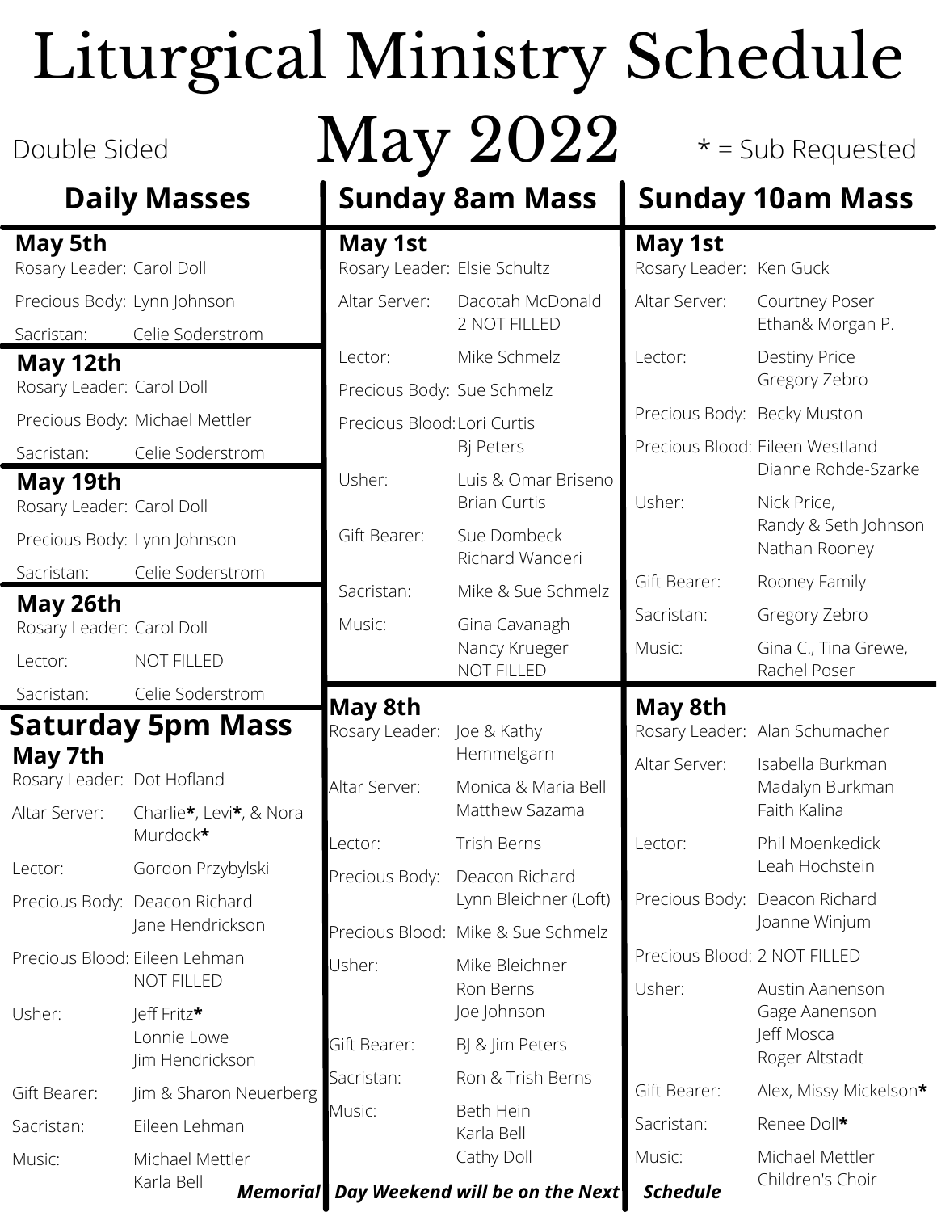# Liturgical Ministry Schedule May 2022

Double Sided

* = Sub Requested

## Daily Masses

### May 5th

| Role | Name |
| --- | --- |
| Rosary Leader: | Carol Doll |
| Precious Body: | Lynn Johnson |
| Sacristan: | Celie Soderstrom |

### May 12th

| Role | Name |
| --- | --- |
| Rosary Leader: | Carol Doll |
| Precious Body: | Michael Mettler |
| Sacristan: | Celie Soderstrom |

### May 19th

| Role | Name |
| --- | --- |
| Rosary Leader: | Carol Doll |
| Precious Body: | Lynn Johnson |
| Sacristan: | Celie Soderstrom |

### May 26th

| Role | Name |
| --- | --- |
| Rosary Leader: | Carol Doll |
| Lector: | NOT FILLED |
| Sacristan: | Celie Soderstrom |

## Saturday 5pm Mass

### May 7th

| Role | Name |
| --- | --- |
| Rosary Leader: | Dot Hofland |
| Altar Server: | Charlie*, Levi*, & Nora Murdock* |
| Lector: | Gordon Przybylski |
| Precious Body: | Deacon Richard<br>Jane Hendrickson |
| Precious Blood: | Eileen Lehman<br>NOT FILLED |
| Usher: | Jeff Fritz*<br>Lonnie Lowe<br>Jim Hendrickson |
| Gift Bearer: | Jim & Sharon Neuerberg |
| Sacristan: | Eileen Lehman |
| Music: | Michael Mettler<br>Karla Bell |

## Sunday 8am Mass

### May 1st

| Role | Name |
| --- | --- |
| Rosary Leader: | Elsie Schultz |
| Altar Server: | Dacotah McDonald<br>2 NOT FILLED |
| Lector: | Mike Schmelz |
| Precious Body: | Sue Schmelz |
| Precious Blood: | Lori Curtis<br>Bj Peters |
| Usher: | Luis & Omar Briseno<br>Brian Curtis |
| Gift Bearer: | Sue Dombeck<br>Richard Wanderi |
| Sacristan: | Mike & Sue Schmelz |
| Music: | Gina Cavanagh<br>Nancy Krueger<br>NOT FILLED |

### May 8th

| Role | Name |
| --- | --- |
| Rosary Leader: | Joe & Kathy Hemmelgarn |
| Altar Server: | Monica & Maria Bell<br>Matthew Sazama |
| Lector: | Trish Berns |
| Precious Body: | Deacon Richard<br>Lynn Bleichner (Loft) |
| Precious Blood: | Mike & Sue Schmelz |
| Usher: | Mike Bleichner<br>Ron Berns<br>Joe Johnson |
| Gift Bearer: | BJ & Jim Peters |
| Sacristan: | Ron & Trish Berns |
| Music: | Beth Hein<br>Karla Bell<br>Cathy Doll |

## Sunday 10am Mass

### May 1st

| Role | Name |
| --- | --- |
| Rosary Leader: | Ken Guck |
| Altar Server: | Courtney Poser<br>Ethan& Morgan P. |
| Lector: | Destiny Price<br>Gregory Zebro |
| Precious Body: | Becky Muston |
| Precious Blood: | Eileen Westland<br>Dianne Rohde-Szarke |
| Usher: | Nick Price,<br>Randy & Seth Johnson<br>Nathan Rooney |
| Gift Bearer: | Rooney Family |
| Sacristan: | Gregory Zebro |
| Music: | Gina C., Tina Grewe,<br>Rachel Poser |

### May 8th

| Role | Name |
| --- | --- |
| Rosary Leader: | Alan Schumacher |
| Altar Server: | Isabella Burkman<br>Madalyn Burkman<br>Faith Kalina |
| Lector: | Phil Moenkedick<br>Leah Hochstein |
| Precious Body: | Deacon Richard<br>Joanne Winjum |
| Precious Blood: | 2 NOT FILLED |
| Usher: | Austin Aanenson<br>Gage Aanenson<br>Jeff Mosca<br>Roger Altstadt |
| Gift Bearer: | Alex, Missy Mickelson* |
| Sacristan: | Renee Doll* |
| Music: | Michael Mettler<br>Children's Choir |

***Memorial Day Weekend will be on the Next Schedule***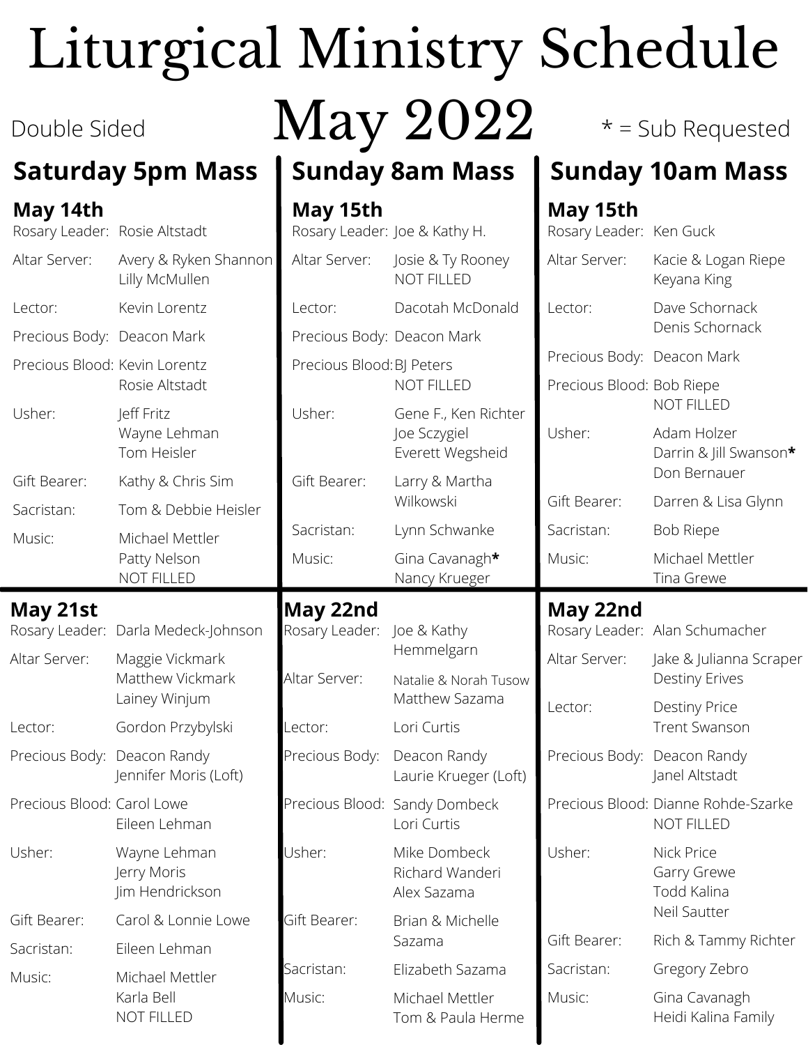# Liturgical Ministry Schedule May 2022

Double Sided

\* = Sub Requested

## Saturday 5pm Mass

### May 14th

| | |
|---|---|
| Rosary Leader: | Rosie Altstadt |
| Altar Server: | Avery & Ryken Shannon<br>Lilly McMullen |
| Lector: | Kevin Lorentz |
| Precious Body: | Deacon Mark |
| Precious Blood: | Kevin Lorentz<br>Rosie Altstadt |
| Usher: | Jeff Fritz<br>Wayne Lehman<br>Tom Heisler |
| Gift Bearer: | Kathy & Chris Sim |
| Sacristan: | Tom & Debbie Heisler |
| Music: | Michael Mettler<br>Patty Nelson<br>NOT FILLED |

### May 21st

| | |
|---|---|
| Rosary Leader: | Darla Medeck-Johnson |
| Altar Server: | Maggie Vickmark<br>Matthew Vickmark<br>Lainey Winjum |
| Lector: | Gordon Przybylski |
| Precious Body: | Deacon Randy<br>Jennifer Moris (Loft) |
| Precious Blood: | Carol Lowe<br>Eileen Lehman |
| Usher: | Wayne Lehman<br>Jerry Moris<br>Jim Hendrickson |
| Gift Bearer: | Carol & Lonnie Lowe |
| Sacristan: | Eileen Lehman |
| Music: | Michael Mettler<br>Karla Bell<br>NOT FILLED |

## Sunday 8am Mass

### May 15th

| | |
|---|---|
| Rosary Leader: | Joe & Kathy H. |
| Altar Server: | Josie & Ty Rooney<br>NOT FILLED |
| Lector: | Dacotah McDonald |
| Precious Body: | Deacon Mark |
| Precious Blood: | BJ Peters<br>NOT FILLED |
| Usher: | Gene F., Ken Richter<br>Joe Sczygiel<br>Everett Wegsheid |
| Gift Bearer: | Larry & Martha Wilkowski |
| Sacristan: | Lynn Schwanke |
| Music: | Gina Cavanagh*<br>Nancy Krueger |

### May 22nd

| | |
|---|---|
| Rosary Leader: | Joe & Kathy Hemmelgarn |
| Altar Server: | Natalie & Norah Tusow<br>Matthew Sazama |
| Lector: | Lori Curtis |
| Precious Body: | Deacon Randy<br>Laurie Krueger (Loft) |
| Precious Blood: | Sandy Dombeck<br>Lori Curtis |
| Usher: | Mike Dombeck<br>Richard Wanderi<br>Alex Sazama |
| Gift Bearer: | Brian & Michelle Sazama |
| Sacristan: | Elizabeth Sazama |
| Music: | Michael Mettler<br>Tom & Paula Herme |

## Sunday 10am Mass

### May 15th

| | |
|---|---|
| Rosary Leader: | Ken Guck |
| Altar Server: | Kacie & Logan Riepe<br>Keyana King |
| Lector: | Dave Schornack<br>Denis Schornack |
| Precious Body: | Deacon Mark |
| Precious Blood: | Bob Riepe<br>NOT FILLED |
| Usher: | Adam Holzer<br>Darrin & Jill Swanson*<br>Don Bernauer |
| Gift Bearer: | Darren & Lisa Glynn |
| Sacristan: | Bob Riepe |
| Music: | Michael Mettler<br>Tina Grewe |

### May 22nd

| | |
|---|---|
| Rosary Leader: | Alan Schumacher |
| Altar Server: | Jake & Julianna Scraper<br>Destiny Erives |
| Lector: | Destiny Price<br>Trent Swanson |
| Precious Body: | Deacon Randy<br>Janel Altstadt |
| Precious Blood: | Dianne Rohde-Szarke<br>NOT FILLED |
| Usher: | Nick Price<br>Garry Grewe<br>Todd Kalina<br>Neil Sautter |
| Gift Bearer: | Rich & Tammy Richter |
| Sacristan: | Gregory Zebro |
| Music: | Gina Cavanagh<br>Heidi Kalina Family |